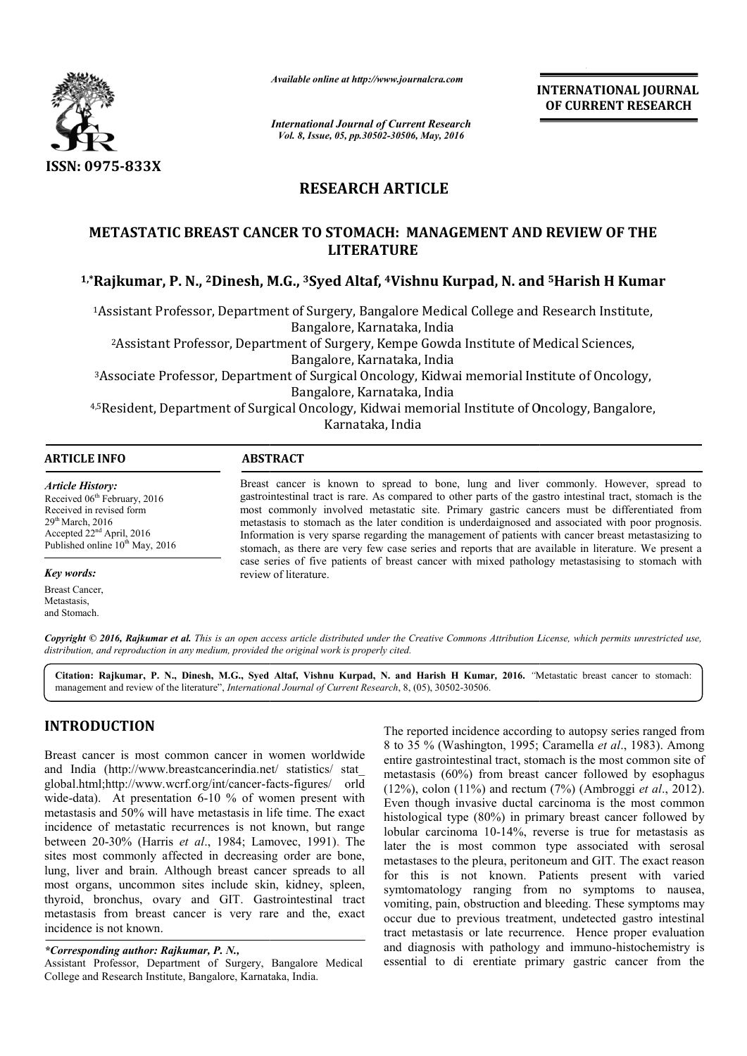ISSN: 0975-833X

*Available online at http://www.journalcra.com*

*International Journal of Current Research*
*Vol. 8, Issue, 05, pp.30502-30506, May, 2016*

**INTERNATIONAL JOURNAL OF CURRENT RESEARCH**

# RESEARCH ARTICLE

## METASTATIC BREAST CANCER TO STOMACH: MANAGEMENT AND REVIEW OF THE LITERATURE

**[1,*]Rajkumar, P. N., [2]Dinesh, M.G., [3]Syed Altaf, [4]Vishnu Kurpad, N. and [5]Harish H Kumar**

[1]Assistant Professor, Department of Surgery, Bangalore Medical College and Research Institute, Bangalore, Karnataka, India

[2]Assistant Professor, Department of Surgery, Kempe Gowda Institute of Medical Sciences, Bangalore, Karnataka, India

[3]Associate Professor, Department of Surgical Oncology, Kidwai memorial Institute of Oncology, Bangalore, Karnataka, India

[4,5]Resident, Department of Surgical Oncology, Kidwai memorial Institute of Oncology, Bangalore, Karnataka, India

**ARTICLE INFO**

*Article History:*
Received 06th February, 2016
Received in revised form
29th March, 2016
Accepted 22nd April, 2016
Published online 10th May, 2016

*Key words:*
Breast Cancer,
Metastasis,
and Stomach.

**ABSTRACT**

Breast cancer is known to spread to bone, lung and liver commonly. However, spread to gastrointestinal tract is rare. As compared to other parts of the gastro intestinal tract, stomach is the most commonly involved metastatic site. Primary gastric cancers must be differentiated from metastasis to stomach as the later condition is underdaignosed and associated with poor prognosis. Information is very sparse regarding the management of patients with cancer breast metastasizing to stomach, as there are very few case series and reports that are available in literature. We present a case series of five patients of breast cancer with mixed pathology metastasising to stomach with review of literature.

*Copyright © 2016, Rajkumar et al. This is an open access article distributed under the Creative Commons Attribution License, which permits unrestricted use, distribution, and reproduction in any medium, provided the original work is properly cited.*

**Citation: Rajkumar, P. N., Dinesh, M.G., Syed Altaf, Vishnu Kurpad, N. and Harish H Kumar, 2016.** "Metastatic breast cancer to stomach: management and review of the literature", *International Journal of Current Research*, 8, (05), 30502-30506.

# INTRODUCTION

Breast cancer is most common cancer in women worldwide and India (http://www.breastcancerindia.net/ statistics/ stat_ global.html;http://www.wcrf.org/int/cancer-facts-figures/ orld wide-data). At presentation 6-10 % of women present with metastasis and 50% will have metastasis in life time. The exact incidence of metastatic recurrences is not known, but range between 20-30% (Harris *et al*., 1984; Lamovec, 1991). The sites most commonly affected in decreasing order are bone, lung, liver and brain. Although breast cancer spreads to all most organs, uncommon sites include skin, kidney, spleen, thyroid, bronchus, ovary and GIT. Gastrointestinal tract metastasis from breast cancer is very rare and the, exact incidence is not known.

The reported incidence according to autopsy series ranged from 8 to 35 % (Washington, 1995; Caramella *et al*., 1983). Among entire gastrointestinal tract, stomach is the most common site of metastasis (60%) from breast cancer followed by esophagus (12%), colon (11%) and rectum (7%) (Ambroggi *et al*., 2012). Even though invasive ductal carcinoma is the most common histological type (80%) in primary breast cancer followed by lobular carcinoma 10-14%, reverse is true for metastasis as later the is most common type associated with serosal metastases to the pleura, peritoneum and GIT. The exact reason for this is not known. Patients present with varied symtomatology ranging from no symptoms to nausea, vomiting, pain, obstruction and bleeding. These symptoms may occur due to previous treatment, undetected gastro intestinal tract metastasis or late recurrence. Hence proper evaluation and diagnosis with pathology and immuno-histochemistry is essential to di erentiate primary gastric cancer from the

*\*Corresponding author: Rajkumar, P. N.,*
Assistant Professor, Department of Surgery, Bangalore Medical College and Research Institute, Bangalore, Karnataka, India.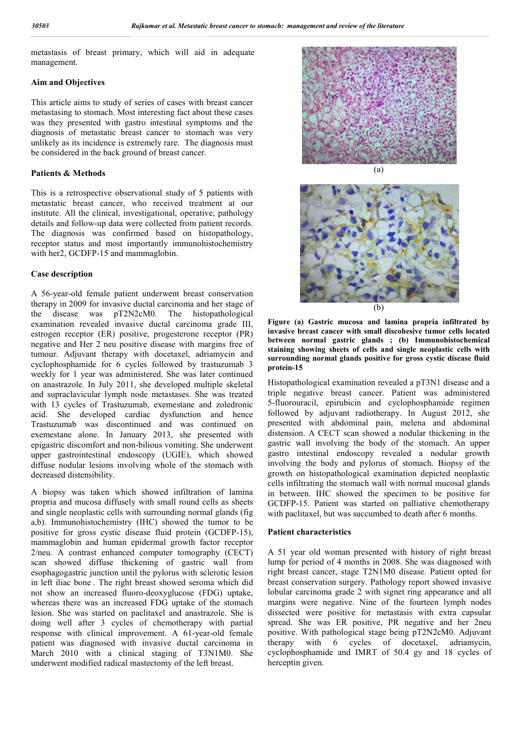metastasis of breast primary, which will aid in adequate management.

### Aim and Objectives

This article aims to study of series of cases with breast cancer metastasing to stomach. Most interesting fact about these cases was they presented with gastro intestinal symptoms and the diagnosis of metastatic breast cancer to stomach was very unlikely as its incidence is extremely rare. The diagnosis must be considered in the back ground of breast cancer.

### Patients & Methods

This is a retrospective observational study of 5 patients with metastatic breast cancer, who received treatment at our institute. All the clinical, investigational, operative, pathology details and follow-up data were collected from patient records. The diagnosis was confirmed based on histopathology, receptor status and most importantly immunohistochemistry with her2, GCDFP-15 and mammaglobin.

### Case description

A 56-year-old female patient underwent breast conservation therapy in 2009 for invasive ductal carcinoma and her stage of the disease was pT2N2cM0. The histopathological examination revealed invasive ductal carcinoma grade III, estrogen receptor (ER) positive, progesterone receptor (PR) negative and Her 2 neu positive disease with margins free of tumour. Adjuvant therapy with docetaxel, adriamycin and cyclophosphamide for 6 cycles followed by trastuzumab 3 weekly for 1 year was administered. She was later continued on anastrazole. In July 2011, she developed multiple skeletal and supraclavicular lymph node metastases. She was treated with 13 cycles of Trastuzumab, exemestane and zoledronic acid. She developed cardiac dysfunction and hence Trastuzumab was discontinued and was continued on exemestane alone. In January 2013, she presented with epigastric discomfort and non-bilious vomiting. She underwent upper gastrointestinal endoscopy (UGIE), which showed diffuse nodular lesions involving whole of the stomach with decreased distensibility.

A biopsy was taken which showed infiltration of lamina propria and mucosa diffusely with small round cells as sheets and single neoplastic cells with surrounding normal glands (fig a,b). Immunohistochemistry (IHC) showed the tumor to be positive for gross cystic disease fluid protein (GCDFP-15), mammaglobin and human epidermal growth factor receptor 2/neu. A contrast enhanced computer tomography (CECT) scan showed diffuse thickening of gastric wall from esophagogastric junction until the pylorus with sclerotic lesion in left iliac bone . The right breast showed seroma which did not show an increased fluoro-deoxyglucose (FDG) uptake, whereas there was an increased FDG uptake of the stomach lesion. She was started on paclitaxel and anastrazole. She is doing well after 3 cycles of chemotherapy with partial response with clinical improvement. A 61-year-old female patient was diagnosed with invasive ductal carcinoma in March 2010 with a clinical staging of T3N1M0. She underwent modified radical mastectomy of the left breast.

(a)

(b)

**Figure (a) Gastric mucosa and lamina propria infiltrated by invasive breast cancer with small discohesive tumor cells located between normal gastric glands ; (b) Immunohistochemical staining showing sheets of cells and single neoplastic cells with surrounding normal glands positive for gross cystic disease fluid protein-15**

Histopathological examination revealed a pT3N1 disease and a triple negative breast cancer. Patient was administered 5-fluorouracil, epirubicin and cyclophosphamide regimen followed by adjuvant radiotherapy. In August 2012, she presented with abdominal pain, melena and abdominal distension. A CECT scan showed a nodular thickening in the gastric wall involving the body of the stomach. An upper gastro intestinal endoscopy revealed a nodular growth involving the body and pylorus of stomach. Biopsy of the growth on histopathological examination depicted neoplastic cells infiltrating the stomach wall with normal mucosal glands in between. IHC showed the specimen to be positive for GCDFP-15. Patient was started on palliative chemotherapy with paclitaxel, but was succumbed to death after 6 months.

### Patient characteristics

A 51 year old woman presented with history of right breast lump for period of 4 months in 2008. She was diagnosed with right breast cancer, stage T2N1M0 disease. Patient opted for breast conservation surgery. Pathology report showed invasive lobular carcinoma grade 2 with signet ring appearance and all margins were negative. Nine of the fourteen lymph nodes dissected were positive for metastasis with extra capsular spread. She was ER positive, PR negative and her 2neu positive. With pathological stage being pT2N2cM0. Adjuvant therapy with 6 cycles of docetaxel, adriamycin, cyclophosphamide and IMRT of 50.4 gy and 18 cycles of herceptin given.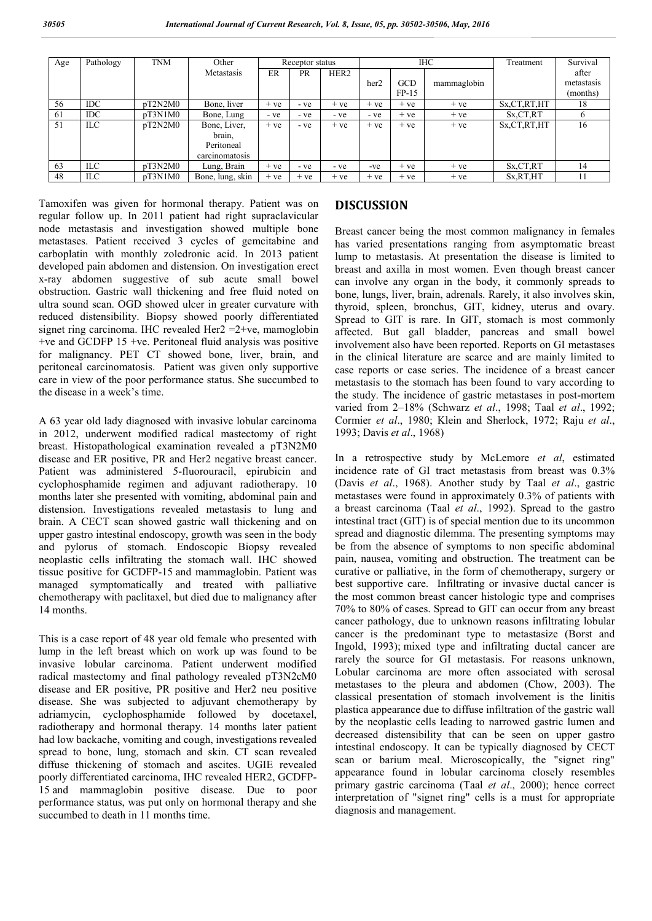| Age | Pathology | TNM | Other Metastasis | Receptor status | | | IHC | | | Treatment | Survival after metastasis (months) |
|---|---|---|---|---|---|---|---|---|---|---|---|
| | | | | ER | PR | HER2 | her2 | GCD FP-15 | mammaglobin | | |
| 56 | IDC | pT2N2M0 | Bone, liver | + ve | - ve | + ve | + ve | + ve | + ve | Sx,CT,RT,HT | 18 |
| 61 | IDC | pT3N1M0 | Bone, Lung | - ve | - ve | - ve | - ve | + ve | + ve | Sx,CT,RT | 6 |
| 51 | ILC | pT2N2M0 | Bone, Liver, brain, Peritoneal carcinomatosis | + ve | - ve | + ve | + ve | + ve | + ve | Sx,CT,RT,HT | 16 |
| 63 | ILC | pT3N2M0 | Lung, Brain | + ve | - ve | - ve | -ve | + ve | + ve | Sx,CT,RT | 14 |
| 48 | ILC | pT3N1M0 | Bone, lung, skin | + ve | + ve | + ve | + ve | + ve | + ve | Sx,RT,HT | 11 |

Tamoxifen was given for hormonal therapy. Patient was on regular follow up. In 2011 patient had right supraclavicular node metastasis and investigation showed multiple bone metastases. Patient received 3 cycles of gemcitabine and carboplatin with monthly zoledronic acid. In 2013 patient developed pain abdomen and distension. On investigation erect x-ray abdomen suggestive of sub acute small bowel obstruction. Gastric wall thickening and free fluid noted on ultra sound scan. OGD showed ulcer in greater curvature with reduced distensibility. Biopsy showed poorly differentiated signet ring carcinoma. IHC revealed Her2 =2+ve, mamoglobin +ve and GCDFP 15 +ve. Peritoneal fluid analysis was positive for malignancy. PET CT showed bone, liver, brain, and peritoneal carcinomatosis. Patient was given only supportive care in view of the poor performance status. She succumbed to the disease in a week's time.

A 63 year old lady diagnosed with invasive lobular carcinoma in 2012, underwent modified radical mastectomy of right breast. Histopathological examination revealed a pT3N2M0 disease and ER positive, PR and Her2 negative breast cancer. Patient was administered 5-fluorouracil, epirubicin and cyclophosphamide regimen and adjuvant radiotherapy. 10 months later she presented with vomiting, abdominal pain and distension. Investigations revealed metastasis to lung and brain. A CECT scan showed gastric wall thickening and on upper gastro intestinal endoscopy, growth was seen in the body and pylorus of stomach. Endoscopic Biopsy revealed neoplastic cells infiltrating the stomach wall. IHC showed tissue positive for GCDFP-15 and mammaglobin. Patient was managed symptomatically and treated with palliative chemotherapy with paclitaxel, but died due to malignancy after 14 months.

This is a case report of 48 year old female who presented with lump in the left breast which on work up was found to be invasive lobular carcinoma. Patient underwent modified radical mastectomy and final pathology revealed pT3N2cM0 disease and ER positive, PR positive and Her2 neu positive disease. She was subjected to adjuvant chemotherapy by adriamycin, cyclophosphamide followed by docetaxel, radiotherapy and hormonal therapy. 14 months later patient had low backache, vomiting and cough, investigations revealed spread to bone, lung, stomach and skin. CT scan revealed diffuse thickening of stomach and ascites. UGIE revealed poorly differentiated carcinoma, IHC revealed HER2, GCDFP-15 and mammaglobin positive disease. Due to poor performance status, was put only on hormonal therapy and she succumbed to death in 11 months time.

## DISCUSSION

Breast cancer being the most common malignancy in females has varied presentations ranging from asymptomatic breast lump to metastasis. At presentation the disease is limited to breast and axilla in most women. Even though breast cancer can involve any organ in the body, it commonly spreads to bone, lungs, liver, brain, adrenals. Rarely, it also involves skin, thyroid, spleen, bronchus, GIT, kidney, uterus and ovary. Spread to GIT is rare. In GIT, stomach is most commonly affected. But gall bladder, pancreas and small bowel involvement also have been reported. Reports on GI metastases in the clinical literature are scarce and are mainly limited to case reports or case series. The incidence of a breast cancer metastasis to the stomach has been found to vary according to the study. The incidence of gastric metastases in post-mortem varied from 2–18% (Schwarz *et al*., 1998; Taal *et al*., 1992; Cormier *et al*., 1980; Klein and Sherlock, 1972; Raju *et al*., 1993; Davis *et al*., 1968)

In a retrospective study by McLemore *et al*, estimated incidence rate of GI tract metastasis from breast was 0.3% (Davis *et al*., 1968). Another study by Taal *et al*., gastric metastases were found in approximately 0.3% of patients with a breast carcinoma (Taal *et al*., 1992). Spread to the gastro intestinal tract (GIT) is of special mention due to its uncommon spread and diagnostic dilemma. The presenting symptoms may be from the absence of symptoms to non specific abdominal pain, nausea, vomiting and obstruction. The treatment can be curative or palliative, in the form of chemotherapy, surgery or best supportive care. Infiltrating or invasive ductal cancer is the most common breast cancer histologic type and comprises 70% to 80% of cases. Spread to GIT can occur from any breast cancer pathology, due to unknown reasons infiltrating lobular cancer is the predominant type to metastasize (Borst and Ingold, 1993); mixed type and infiltrating ductal cancer are rarely the source for GI metastasis. For reasons unknown, Lobular carcinoma are more often associated with serosal metastases to the pleura and abdomen (Chow, 2003). The classical presentation of stomach involvement is the linitis plastica appearance due to diffuse infiltration of the gastric wall by the neoplastic cells leading to narrowed gastric lumen and decreased distensibility that can be seen on upper gastro intestinal endoscopy. It can be typically diagnosed by CECT scan or barium meal. Microscopically, the "signet ring" appearance found in lobular carcinoma closely resembles primary gastric carcinoma (Taal *et al*., 2000); hence correct interpretation of "signet ring" cells is a must for appropriate diagnosis and management.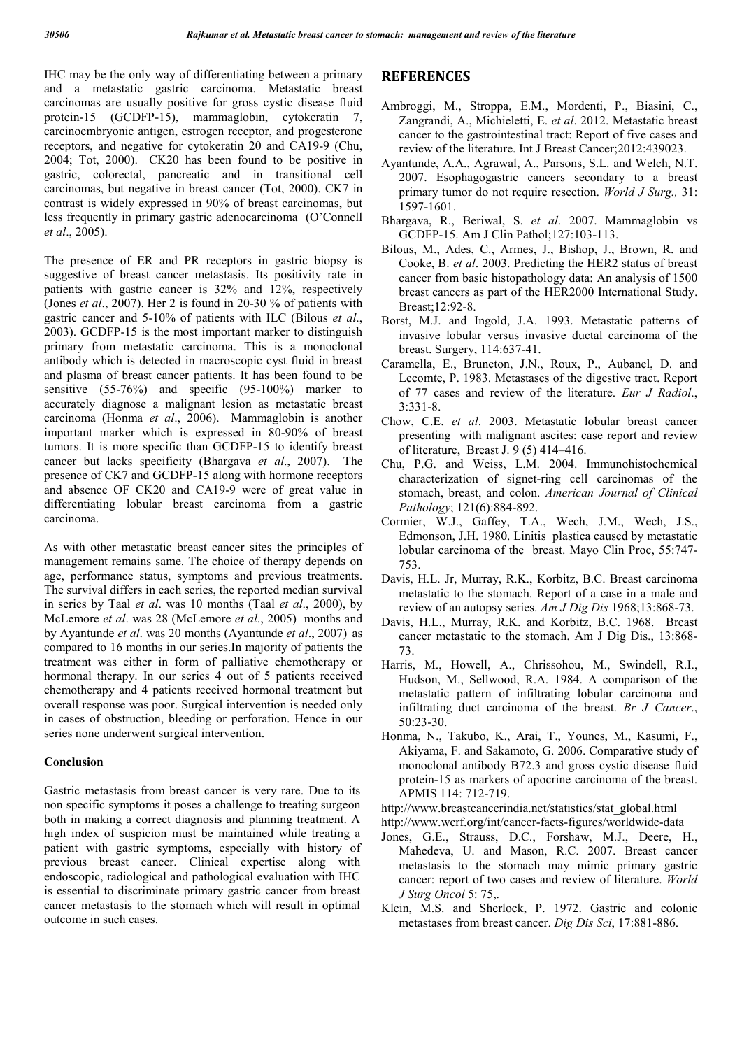IHC may be the only way of differentiating between a primary and a metastatic gastric carcinoma. Metastatic breast carcinomas are usually positive for gross cystic disease fluid protein-15 (GCDFP-15), mammaglobin, cytokeratin 7, carcinoembryonic antigen, estrogen receptor, and progesterone receptors, and negative for cytokeratin 20 and CA19-9 (Chu, 2004; Tot, 2000). CK20 has been found to be positive in gastric, colorectal, pancreatic and in transitional cell carcinomas, but negative in breast cancer (Tot, 2000). CK7 in contrast is widely expressed in 90% of breast carcinomas, but less frequently in primary gastric adenocarcinoma (O'Connell *et al*., 2005).

The presence of ER and PR receptors in gastric biopsy is suggestive of breast cancer metastasis. Its positivity rate in patients with gastric cancer is 32% and 12%, respectively (Jones *et al*., 2007). Her 2 is found in 20-30 % of patients with gastric cancer and 5-10% of patients with ILC (Bilous *et al*., 2003). GCDFP-15 is the most important marker to distinguish primary from metastatic carcinoma. This is a monoclonal antibody which is detected in macroscopic cyst fluid in breast and plasma of breast cancer patients. It has been found to be sensitive (55-76%) and specific (95-100%) marker to accurately diagnose a malignant lesion as metastatic breast carcinoma (Honma *et al*., 2006). Mammaglobin is another important marker which is expressed in 80-90% of breast tumors. It is more specific than GCDFP-15 to identify breast cancer but lacks specificity (Bhargava *et al*., 2007). The presence of CK7 and GCDFP-15 along with hormone receptors and absence OF CK20 and CA19-9 were of great value in differentiating lobular breast carcinoma from a gastric carcinoma.

As with other metastatic breast cancer sites the principles of management remains same. The choice of therapy depends on age, performance status, symptoms and previous treatments. The survival differs in each series, the reported median survival in series by Taal *et al*. was 10 months (Taal *et al*., 2000), by McLemore *et al*. was 28 (McLemore *et al*., 2005) months and by Ayantunde *et al*. was 20 months (Ayantunde *et al*., 2007) as compared to 16 months in our series.In majority of patients the treatment was either in form of palliative chemotherapy or hormonal therapy. In our series 4 out of 5 patients received chemotherapy and 4 patients received hormonal treatment but overall response was poor. Surgical intervention is needed only in cases of obstruction, bleeding or perforation. Hence in our series none underwent surgical intervention.

### Conclusion

Gastric metastasis from breast cancer is very rare. Due to its non specific symptoms it poses a challenge to treating surgeon both in making a correct diagnosis and planning treatment. A high index of suspicion must be maintained while treating a patient with gastric symptoms, especially with history of previous breast cancer. Clinical expertise along with endoscopic, radiological and pathological evaluation with IHC is essential to discriminate primary gastric cancer from breast cancer metastasis to the stomach which will result in optimal outcome in such cases.

## REFERENCES

Ambroggi, M., Stroppa, E.M., Mordenti, P., Biasini, C., Zangrandi, A., Michieletti, E. *et al*. 2012. Metastatic breast cancer to the gastrointestinal tract: Report of five cases and review of the literature. Int J Breast Cancer;2012:439023.

Ayantunde, A.A., Agrawal, A., Parsons, S.L. and Welch, N.T. 2007. Esophagogastric cancers secondary to a breast primary tumor do not require resection. *World J Surg.,* 31: 1597-1601.

Bhargava, R., Beriwal, S. *et al*. 2007. Mammaglobin vs GCDFP-15. Am J Clin Pathol;127:103-113.

Bilous, M., Ades, C., Armes, J., Bishop, J., Brown, R. and Cooke, B. *et al*. 2003. Predicting the HER2 status of breast cancer from basic histopathology data: An analysis of 1500 breast cancers as part of the HER2000 International Study. Breast;12:92-8.

Borst, M.J. and Ingold, J.A. 1993. Metastatic patterns of invasive lobular versus invasive ductal carcinoma of the breast. Surgery, 114:637-41.

Caramella, E., Bruneton, J.N., Roux, P., Aubanel, D. and Lecomte, P. 1983. Metastases of the digestive tract. Report of 77 cases and review of the literature. *Eur J Radiol*., 3:331-8.

Chow, C.E. *et al*. 2003. Metastatic lobular breast cancer presenting with malignant ascites: case report and review of literature, Breast J. 9 (5) 414–416.

Chu, P.G. and Weiss, L.M. 2004. Immunohistochemical characterization of signet-ring cell carcinomas of the stomach, breast, and colon. *American Journal of Clinical Pathology*; 121(6):884-892.

Cormier, W.J., Gaffey, T.A., Wech, J.M., Wech, J.S., Edmonson, J.H. 1980. Linitis plastica caused by metastatic lobular carcinoma of the breast. Mayo Clin Proc, 55:747-753.

Davis, H.L. Jr, Murray, R.K., Korbitz, B.C. Breast carcinoma metastatic to the stomach. Report of a case in a male and review of an autopsy series. *Am J Dig Dis* 1968;13:868-73.

Davis, H.L., Murray, R.K. and Korbitz, B.C. 1968. Breast cancer metastatic to the stomach. Am J Dig Dis., 13:868-73.

Harris, M., Howell, A., Chrissohou, M., Swindell, R.I., Hudson, M., Sellwood, R.A. 1984. A comparison of the metastatic pattern of infiltrating lobular carcinoma and infiltrating duct carcinoma of the breast. *Br J Cancer*., 50:23-30.

Honma, N., Takubo, K., Arai, T., Younes, M., Kasumi, F., Akiyama, F. and Sakamoto, G. 2006. Comparative study of monoclonal antibody B72.3 and gross cystic disease fluid protein-15 as markers of apocrine carcinoma of the breast. APMIS 114: 712-719.

http://www.breastcancerindia.net/statistics/stat_global.html

http://www.wcrf.org/int/cancer-facts-figures/worldwide-data

Jones, G.E., Strauss, D.C., Forshaw, M.J., Deere, H., Mahedeva, U. and Mason, R.C. 2007. Breast cancer metastasis to the stomach may mimic primary gastric cancer: report of two cases and review of literature. *World J Surg Oncol* 5: 75,.

Klein, M.S. and Sherlock, P. 1972. Gastric and colonic metastases from breast cancer. *Dig Dis Sci*, 17:881-886.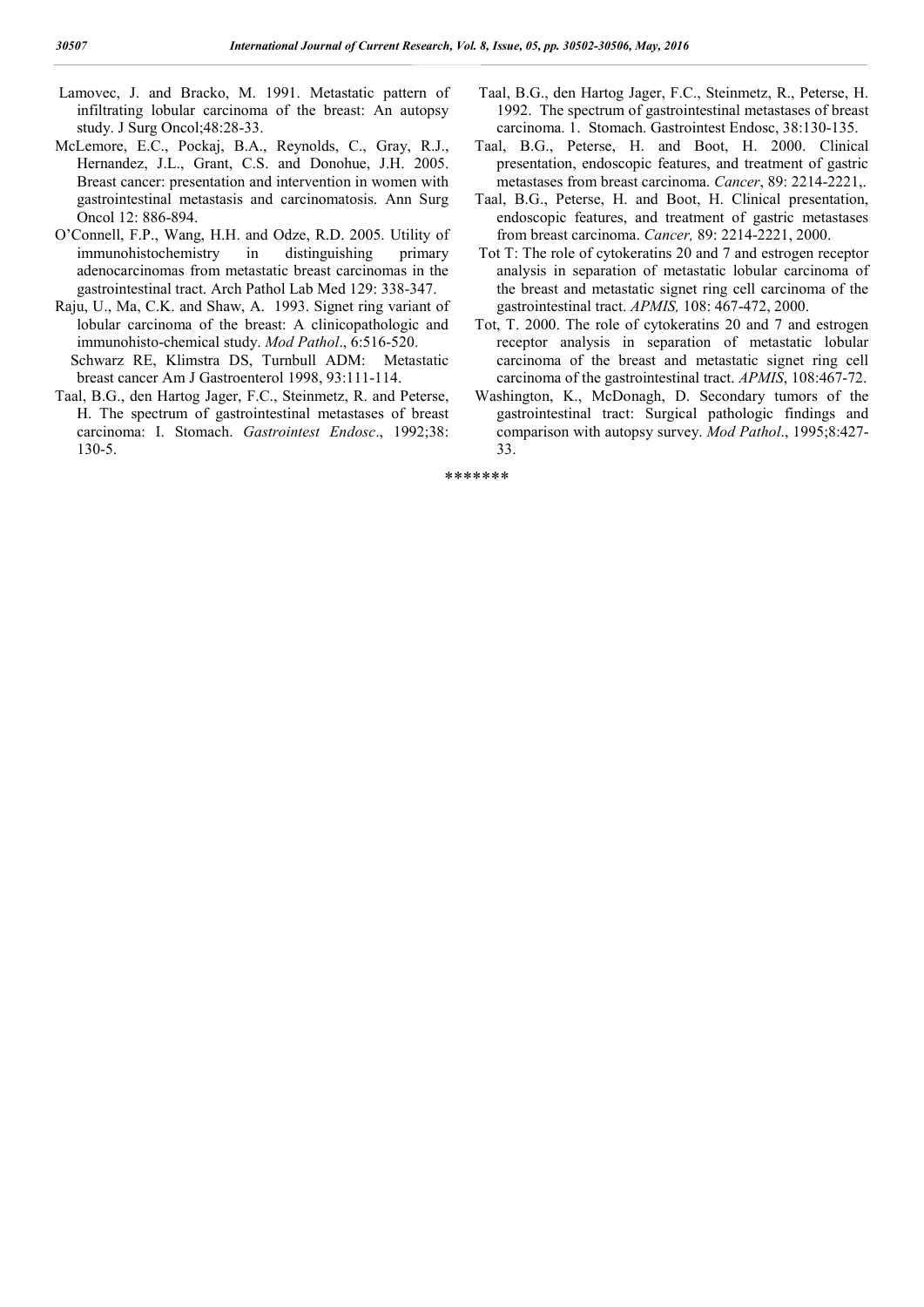Lamovec, J. and Bracko, M. 1991. Metastatic pattern of infiltrating lobular carcinoma of the breast: An autopsy study. J Surg Oncol;48:28-33.

McLemore, E.C., Pockaj, B.A., Reynolds, C., Gray, R.J., Hernandez, J.L., Grant, C.S. and Donohue, J.H. 2005. Breast cancer: presentation and intervention in women with gastrointestinal metastasis and carcinomatosis. Ann Surg Oncol 12: 886-894.

O'Connell, F.P., Wang, H.H. and Odze, R.D. 2005. Utility of immunohistochemistry in distinguishing primary adenocarcinomas from metastatic breast carcinomas in the gastrointestinal tract. Arch Pathol Lab Med 129: 338-347.

Raju, U., Ma, C.K. and Shaw, A. 1993. Signet ring variant of lobular carcinoma of the breast: A clinicopathologic and immunohisto-chemical study. *Mod Pathol*., 6:516-520.

Schwarz RE, Klimstra DS, Turnbull ADM: Metastatic breast cancer Am J Gastroenterol 1998, 93:111-114.

Taal, B.G., den Hartog Jager, F.C., Steinmetz, R. and Peterse, H. The spectrum of gastrointestinal metastases of breast carcinoma: I. Stomach. *Gastrointest Endosc*., 1992;38: 130-5.

Taal, B.G., den Hartog Jager, F.C., Steinmetz, R., Peterse, H. 1992. The spectrum of gastrointestinal metastases of breast carcinoma. 1. Stomach. Gastrointest Endosc, 38:130-135.

Taal, B.G., Peterse, H. and Boot, H. 2000. Clinical presentation, endoscopic features, and treatment of gastric metastases from breast carcinoma. *Cancer*, 89: 2214-2221,.

Taal, B.G., Peterse, H. and Boot, H. Clinical presentation, endoscopic features, and treatment of gastric metastases from breast carcinoma. *Cancer,* 89: 2214-2221, 2000.

Tot T: The role of cytokeratins 20 and 7 and estrogen receptor analysis in separation of metastatic lobular carcinoma of the breast and metastatic signet ring cell carcinoma of the gastrointestinal tract. *APMIS,* 108: 467-472, 2000.

Tot, T. 2000. The role of cytokeratins 20 and 7 and estrogen receptor analysis in separation of metastatic lobular carcinoma of the breast and metastatic signet ring cell carcinoma of the gastrointestinal tract. *APMIS*, 108:467-72.

Washington, K., McDonagh, D. Secondary tumors of the gastrointestinal tract: Surgical pathologic findings and comparison with autopsy survey. *Mod Pathol*., 1995;8:427-33.

*******